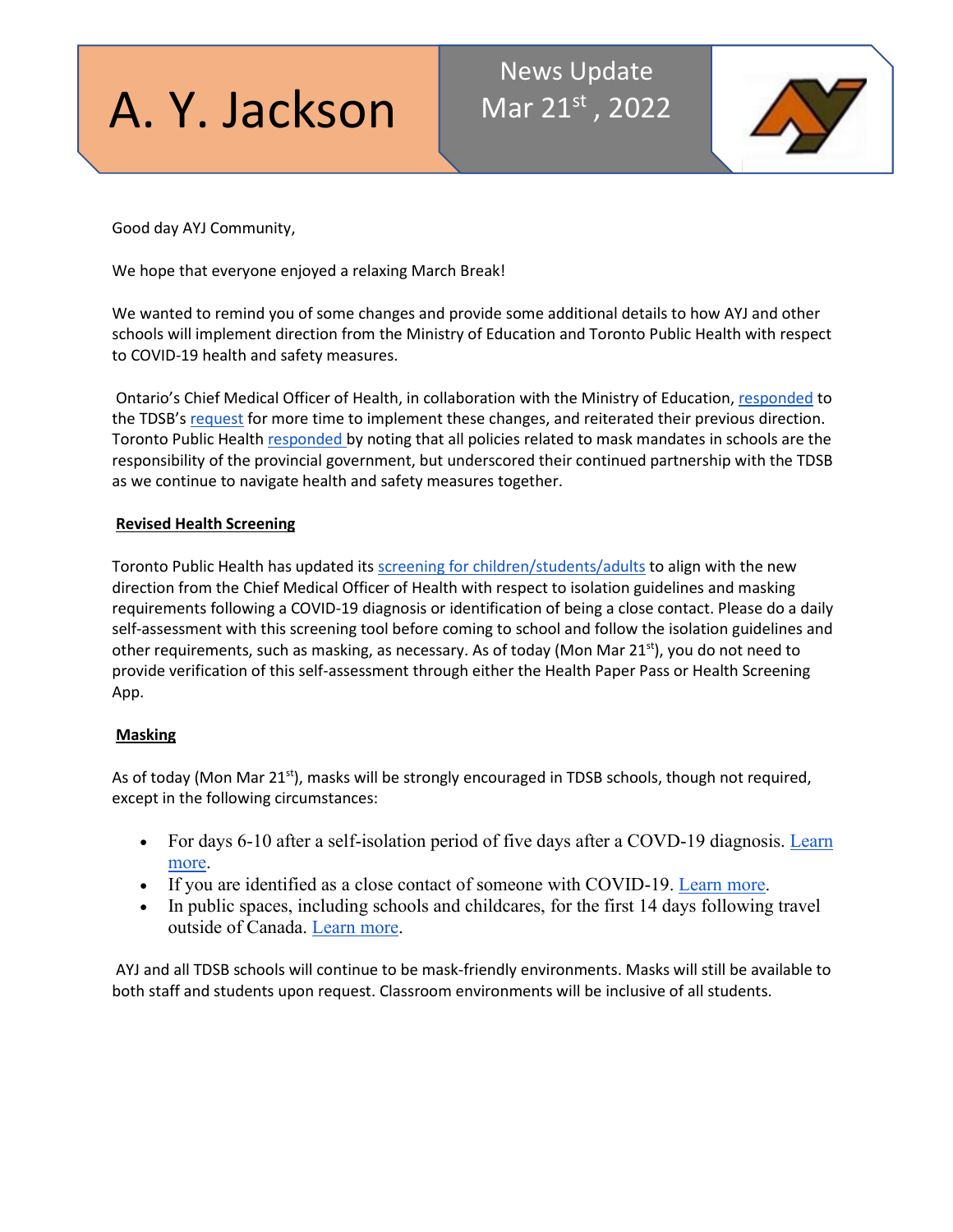# A. Y. Jackson

News Update
Mar 21st, 2022

Good day AYJ Community,

We hope that everyone enjoyed a relaxing March Break!

We wanted to remind you of some changes and provide some additional details to how AYJ and other schools will implement direction from the Ministry of Education and Toronto Public Health with respect to COVID-19 health and safety measures.

Ontario's Chief Medical Officer of Health, in collaboration with the Ministry of Education, responded to the TDSB's request for more time to implement these changes, and reiterated their previous direction. Toronto Public Health responded by noting that all policies related to mask mandates in schools are the responsibility of the provincial government, but underscored their continued partnership with the TDSB as we continue to navigate health and safety measures together.

**Revised Health Screening**

Toronto Public Health has updated its screening for children/students/adults to align with the new direction from the Chief Medical Officer of Health with respect to isolation guidelines and masking requirements following a COVID-19 diagnosis or identification of being a close contact. Please do a daily self-assessment with this screening tool before coming to school and follow the isolation guidelines and other requirements, such as masking, as necessary. As of today (Mon Mar 21st), you do not need to provide verification of this self-assessment through either the Health Paper Pass or Health Screening App.

**Masking**

As of today (Mon Mar 21st), masks will be strongly encouraged in TDSB schools, though not required, except in the following circumstances:

- For days 6-10 after a self-isolation period of five days after a COVD-19 diagnosis. Learn more.
- If you are identified as a close contact of someone with COVID-19. Learn more.
- In public spaces, including schools and childcares, for the first 14 days following travel outside of Canada. Learn more.

AYJ and all TDSB schools will continue to be mask-friendly environments. Masks will still be available to both staff and students upon request. Classroom environments will be inclusive of all students.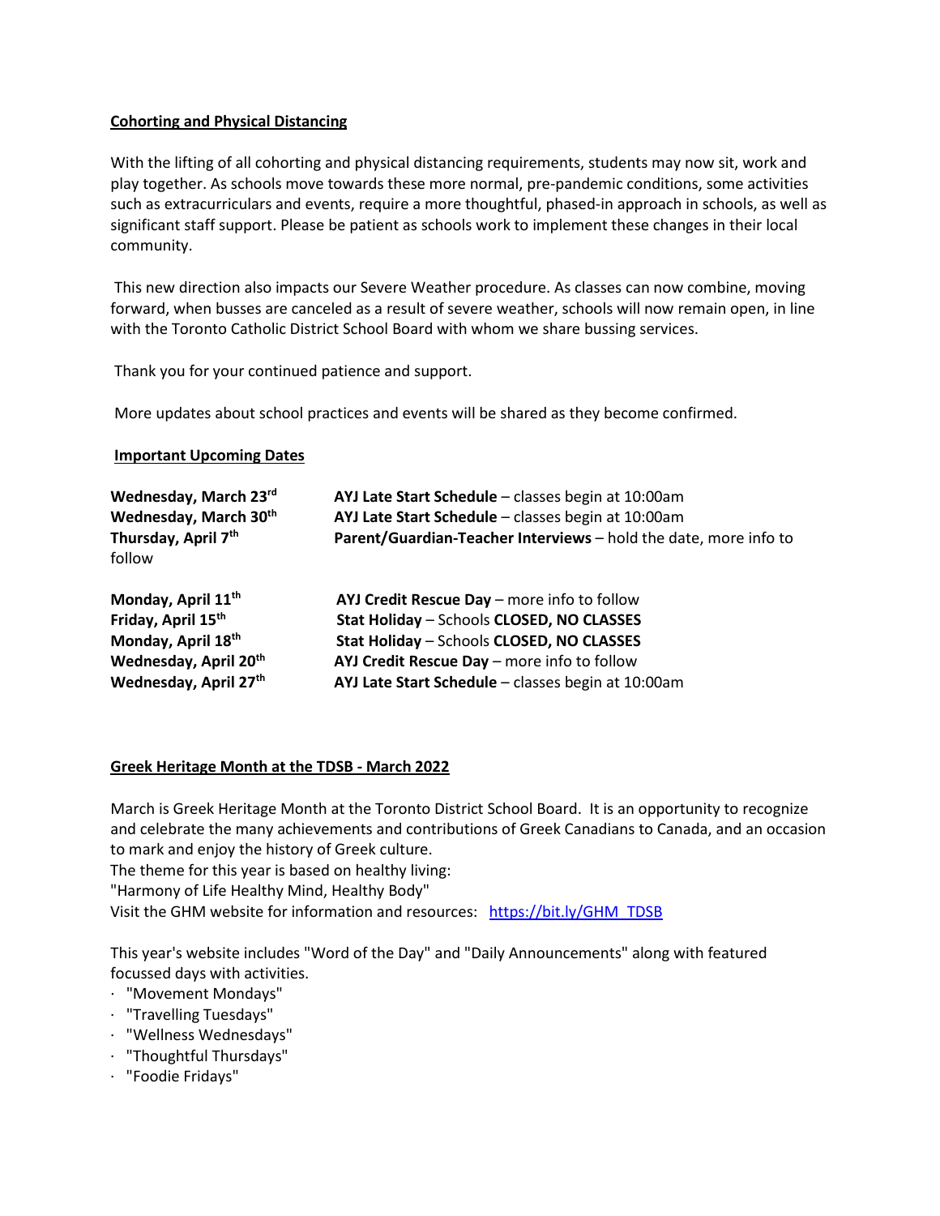**Cohorting and Physical Distancing**

With the lifting of all cohorting and physical distancing requirements, students may now sit, work and play together. As schools move towards these more normal, pre-pandemic conditions, some activities such as extracurriculars and events, require a more thoughtful, phased-in approach in schools, as well as significant staff support. Please be patient as schools work to implement these changes in their local community.

This new direction also impacts our Severe Weather procedure. As classes can now combine, moving forward, when busses are canceled as a result of severe weather, schools will now remain open, in line with the Toronto Catholic District School Board with whom we share bussing services.

Thank you for your continued patience and support.

More updates about school practices and events will be shared as they become confirmed.

**Important Upcoming Dates**

| | |
|---|---|
| **Wednesday, March 23rd** | **AYJ Late Start Schedule** – classes begin at 10:00am |
| **Wednesday, March 30th** | **AYJ Late Start Schedule** – classes begin at 10:00am |
| **Thursday, April 7th** | **Parent/Guardian-Teacher Interviews** – hold the date, more info to follow |
| **Monday, April 11th** | **AYJ Credit Rescue Day** – more info to follow |
| **Friday, April 15th** | **Stat Holiday** – Schools **CLOSED, NO CLASSES** |
| **Monday, April 18th** | **Stat Holiday** – Schools **CLOSED, NO CLASSES** |
| **Wednesday, April 20th** | **AYJ Credit Rescue Day** – more info to follow |
| **Wednesday, April 27th** | **AYJ Late Start Schedule** – classes begin at 10:00am |

**Greek Heritage Month at the TDSB - March 2022**

March is Greek Heritage Month at the Toronto District School Board. It is an opportunity to recognize and celebrate the many achievements and contributions of Greek Canadians to Canada, and an occasion to mark and enjoy the history of Greek culture.
The theme for this year is based on healthy living:
"Harmony of Life Healthy Mind, Healthy Body"
Visit the GHM website for information and resources: https://bit.ly/GHM_TDSB

This year's website includes "Word of the Day" and "Daily Announcements" along with featured focussed days with activities.

- "Movement Mondays"
- "Travelling Tuesdays"
- "Wellness Wednesdays"
- "Thoughtful Thursdays"
- "Foodie Fridays"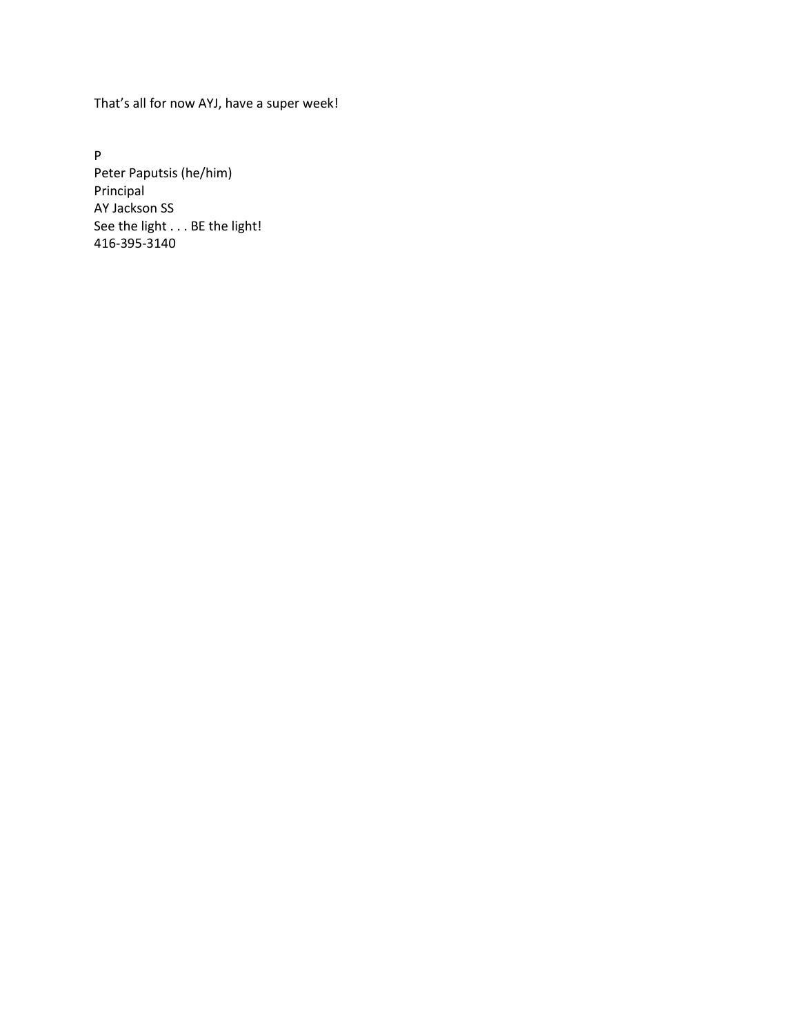That's all for now AYJ, have a super week!

P  
Peter Paputsis (he/him)  
Principal  
AY Jackson SS  
See the light . . . BE the light!  
416-395-3140